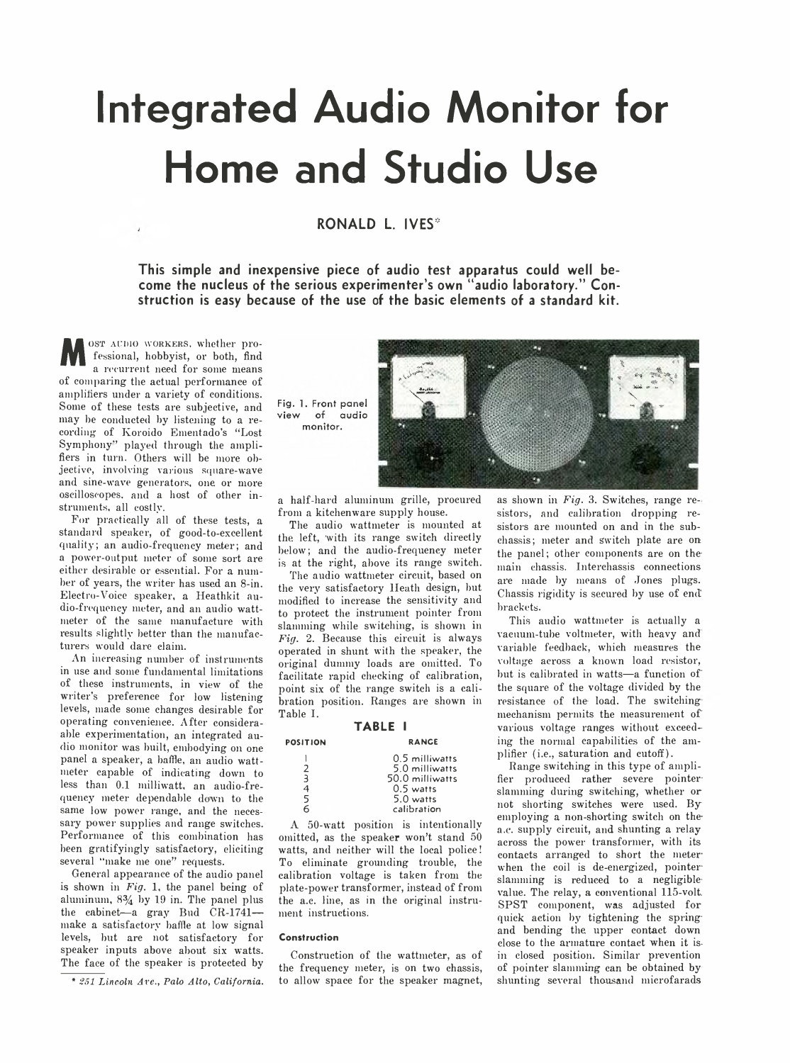# Integrated Audio Monitor for Home and Studio Use

**RONALD L. IVES***

**This simple and inexpensive piece of audio test apparatus could well become the nucleus of the serious experimenter's own "audio laboratory." Construction is easy because of the use of the basic elements of a standard kit.**

Most audio workers, whether professional, hobbyist, or both, find a recurrent need for some means of comparing the actual performance of amplifiers under a variety of conditions. Some of these tests are subjective, and may be conducted by listening to a recording of Koroido Ementado's "Lost Symphony" played through the amplifiers in turn. Others will be more objective, involving various square-wave and sine-wave generators, one or more oscilloscopes, and a host of other instruments, all costly.

For practically all of these tests, a standard speaker, of good-to-excellent quality; an audio-frequency meter; and a power-output meter of some sort are either desirable or essential. For a number of years, the writer has used an 8-in. Electro-Voice speaker, a Heathkit audio-frequency meter, and an audio wattmeter of the same manufacture with results slightly better than the manufacturers would dare claim.

An increasing number of instruments in use and some fundamental limitations of these instruments, in view of the writer's preference for low listening levels, made some changes desirable for operating convenience. After considerable experimentation, an integrated audio monitor was built, embodying on one panel a speaker, a baffle, an audio wattmeter capable of indicating down to less than 0.1 milliwatt, an audio-frequency meter dependable down to the same low power range, and the necessary power supplies and range switches. Performance of this combination has been gratifyingly satisfactory, eliciting several "make me one" requests.

General appearance of the audio panel is shown in *Fig.* 1, the panel being of aluminum, 8¾ by 19 in. The panel plus the cabinet—a gray Bud CR-1741—make a satisfactory baffle at low signal levels, but are not satisfactory for speaker inputs above about six watts. The face of the speaker is protected by a half-hard aluminum grille, procured from a kitchenware supply house.

Fig. 1. Front panel view of audio monitor.

The audio wattmeter is mounted at the left, with its range switch directly below; and the audio-frequency meter is at the right, above its range switch.

The audio wattmeter circuit, based on the very satisfactory Heath design, but modified to increase the sensitivity and to protect the instrument pointer from slamming while switching, is shown in *Fig.* 2. Because this circuit is always operated in shunt with the speaker, the original dummy loads are omitted. To facilitate rapid checking of calibration, point six of the range switch is a calibration position. Ranges are shown in Table I.

**TABLE I**

| POSITION | RANGE |
|---|---|
| 1 | 0.5 milliwatts |
| 2 | 5.0 milliwatts |
| 3 | 50.0 milliwatts |
| 4 | 0.5 watts |
| 5 | 5.0 watts |
| 6 | calibration |

A 50-watt position is intentionally omitted, as the speaker won't stand 50 watts, and neither will the local police! To eliminate grounding trouble, the calibration voltage is taken from the plate-power transformer, instead of from the a.c. line, as in the original instrument instructions.

### Construction

Construction of the wattmeter, as of the frequency meter, is on two chassis, to allow space for the speaker magnet, as shown in *Fig.* 3. Switches, range resistors, and calibration dropping resistors are mounted on and in the subchassis; meter and switch plate are on the panel; other components are on the main chassis. Interchassis connections are made by means of Jones plugs. Chassis rigidity is secured by use of end brackets.

This audio wattmeter is actually a vacuum-tube voltmeter, with heavy and variable feedback, which measures the voltage across a known load resistor, but is calibrated in watts—a function of the square of the voltage divided by the resistance of the load. The switching mechanism permits the measurement of various voltage ranges without exceeding the normal capabilities of the amplifier (i.e., saturation and cutoff).

Range switching in this type of amplifier produced rather severe pointer slamming during switching, whether or not shorting switches were used. By employing a non-shorting switch on the a.c. supply circuit, and shunting a relay across the power transformer, with its contacts arranged to short the meter when the coil is de-energized, pointer slamming is reduced to a negligible value. The relay, a conventional 115-volt SPST component, was adjusted for quick action by tightening the spring and bending the upper contact down close to the armature contact when it is in closed position. Similar prevention of pointer slamming can be obtained by shunting several thousand microfarads

\* *251 Lincoln Ave., Palo Alto, California.*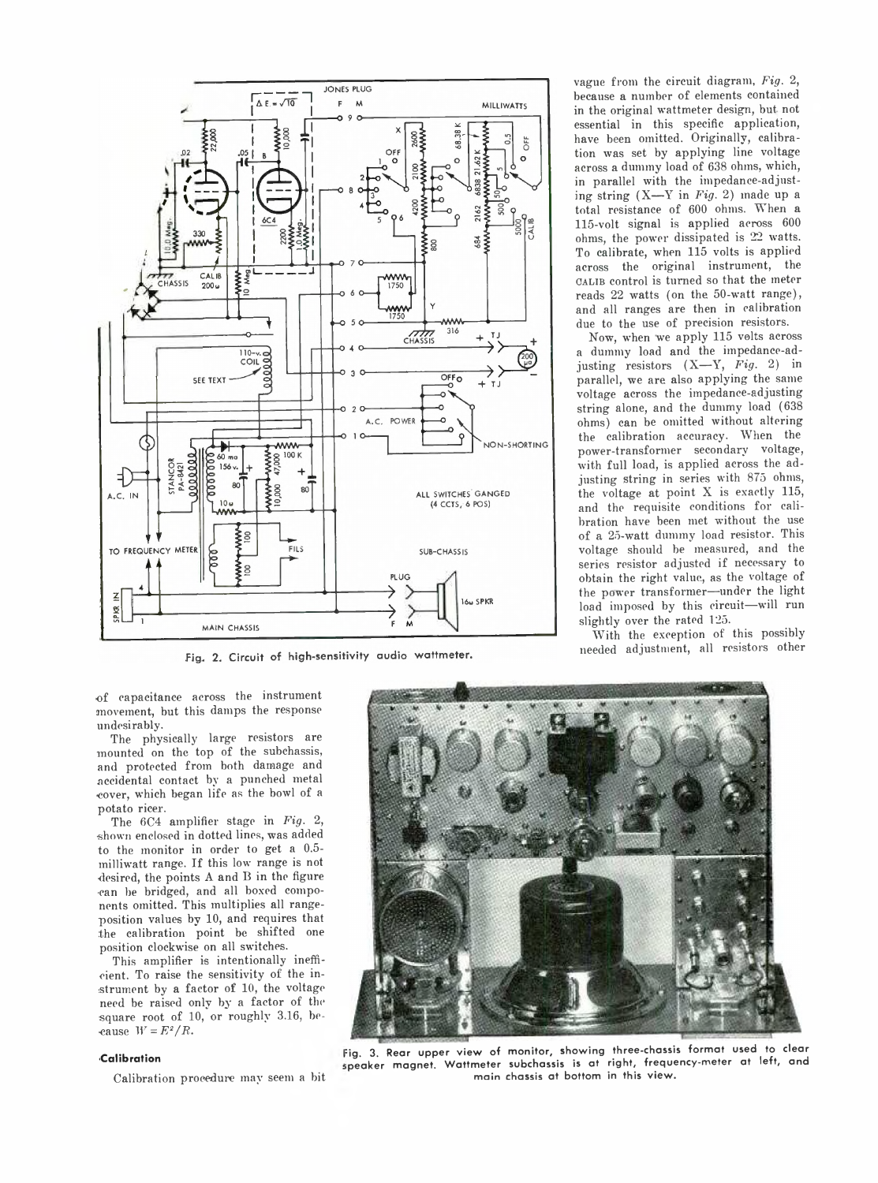Fig. 2. Circuit of high-sensitivity audio wattmeter.

of capacitance across the instrument movement, but this damps the response undesirably.

The physically large resistors are mounted on the top of the subchassis, and protected from both damage and accidental contact by a punched metal cover, which began life as the bowl of a potato ricer.

The 6C4 amplifier stage in *Fig.* 2, shown enclosed in dotted lines, was added to the monitor in order to get a 0.5-milliwatt range. If this low range is not desired, the points A and B in the figure can be bridged, and all boxed components omitted. This multiplies all range-position values by 10, and requires that the calibration point be shifted one position clockwise on all switches.

This amplifier is intentionally inefficient. To raise the sensitivity of the instrument by a factor of 10, the voltage need be raised only by a factor of the square root of 10, or roughly 3.16, because $W = E^2/R$.

### Calibration

Calibration procedure may seem a bit vague from the circuit diagram, *Fig.* 2, because a number of elements contained in the original wattmeter design, but not essential in this specific application, have been omitted. Originally, calibration was set by applying line voltage across a dummy load of 638 ohms, which, in parallel with the impedance-adjusting string (X—Y in *Fig.* 2) made up a total resistance of 600 ohms. When a 115-volt signal is applied across 600 ohms, the power dissipated is 22 watts. To calibrate, when 115 volts is applied across the original instrument, the CALIB control is turned so that the meter reads 22 watts (on the 50-watt range), and all ranges are then in calibration due to the use of precision resistors.

Now, when we apply 115 volts across a dummy load and the impedance-adjusting resistors (X—Y, *Fig.* 2) in parallel, we are also applying the same voltage across the impedance-adjusting string alone, and the dummy load (638 ohms) can be omitted without altering the calibration accuracy. When the power-transformer secondary voltage, with full load, is applied across the adjusting string in series with 875 ohms, the voltage at point X is exactly 115, and the requisite conditions for calibration have been met without the use of a 25-watt dummy load resistor. This voltage should be measured, and the series resistor adjusted if necessary to obtain the right value, as the voltage of the power transformer—under the light load imposed by this circuit—will run slightly over the rated 125.

With the exception of this possibly needed adjustment, all resistors other

Fig. 3. Rear upper view of monitor, showing three-chassis format used to clear speaker magnet. Wattmeter subchassis is at right, frequency-meter at left, and main chassis at bottom in this view.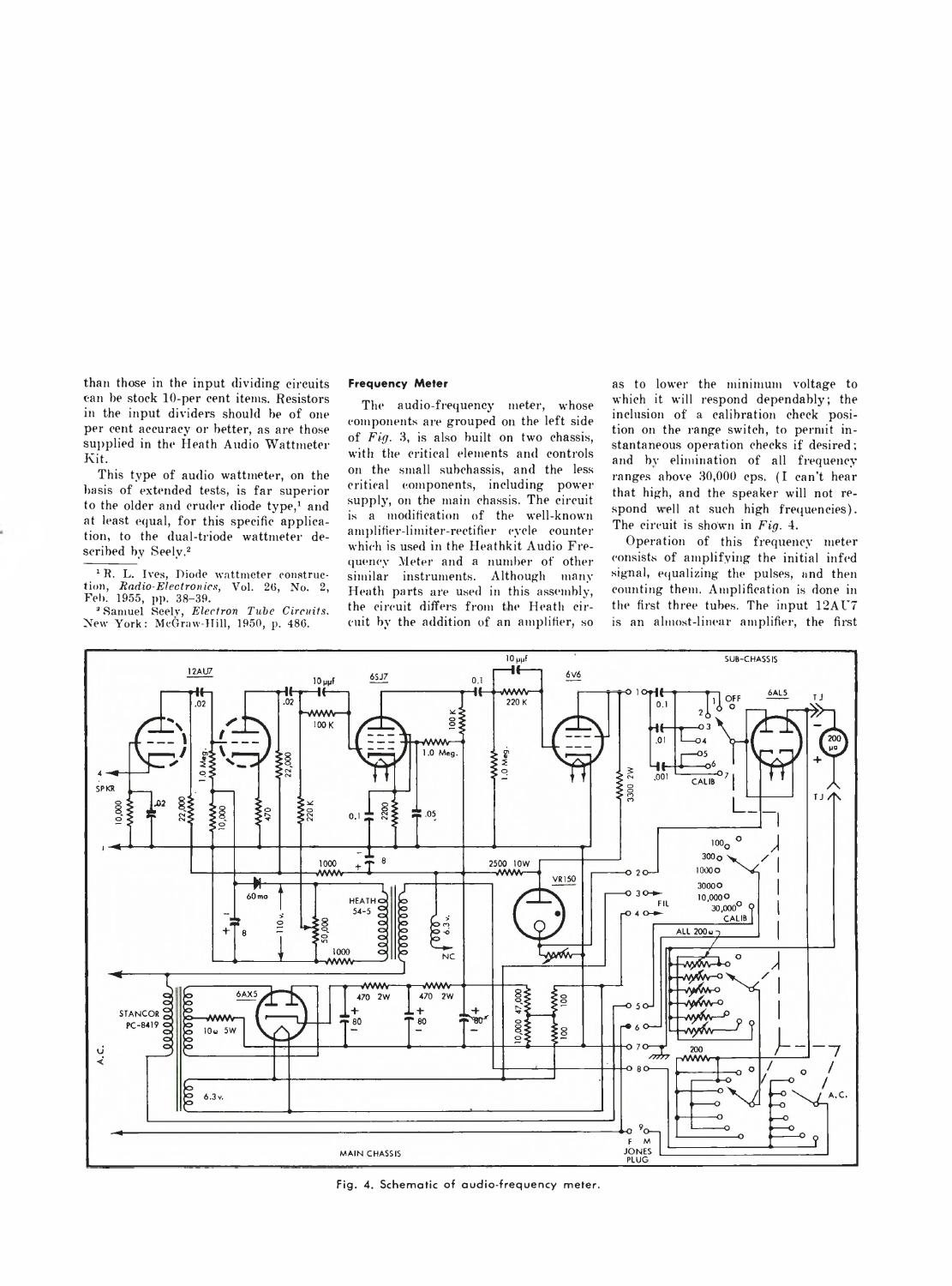than those in the input dividing circuits can be stock 10-per cent items. Resistors in the input dividers should be of one per cent accuracy or better, as are those supplied in the Heath Audio Wattmeter Kit.

This type of audio wattmeter, on the basis of extended tests, is far superior to the older and cruder diode type,[1] and at least equal, for this specific application, to the dual-triode wattmeter described by Seely.[2]

[1] R. L. Ives, Diode wattmeter construction, *Radio-Electronics*, Vol. 26, No. 2, Feb. 1955, pp. 38–39.

[2] Samuel Seely, *Electron Tube Circuits*. New York: McGraw-Hill, 1950, p. 486.

### Frequency Meter

The audio-frequency meter, whose components are grouped on the left side of *Fig.* 3, is also built on two chassis, with the critical elements and controls on the small subchassis, and the less critical components, including power supply, on the main chassis. The circuit is a modification of the well-known amplifier-limiter-rectifier cycle counter which is used in the Heathkit Audio Frequency Meter and a number of other similar instruments. Although many Heath parts are used in this assembly, the circuit differs from the Heath circuit by the addition of an amplifier, so as to lower the minimum voltage to which it will respond dependably; the inclusion of a calibration check position on the range switch, to permit instantaneous operation checks if desired; and by elimination of all frequency ranges above 30,000 cps. (I can't hear that high, and the speaker will not respond well at such high frequencies). The circuit is shown in *Fig.* 4.

Operation of this frequency meter consists of amplifying the initial infed signal, equalizing the pulses, and then counting them. Amplification is done in the first three tubes. The input 12AU7 is an almost-linear amplifier, the first

Fig. 4. Schematic of audio-frequency meter.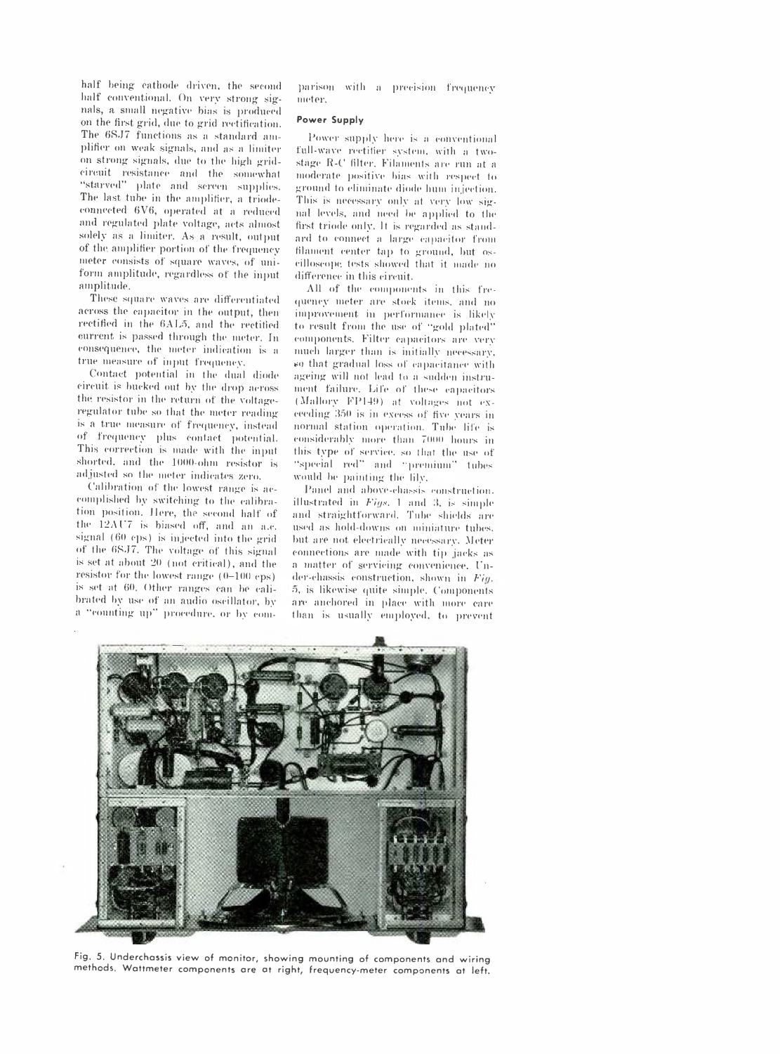half being cathode driven, the second half conventional. On very strong signals, a small negative bias is produced on the first grid, due to grid rectification. The 6SJ7 functions as a standard amplifier on weak signals, and as a limiter on strong signals, due to the high grid-circuit resistance and the somewhat "starved" plate and screen supplies. The last tube in the amplifier, a triode-connected 6V6, operated at a reduced and regulated plate voltage, acts almost solely as a limiter. As a result, output of the amplifier portion of the frequency meter consists of square waves, of uniform amplitude, regardless of the input amplitude.

These square waves are differentiated across the capacitor in the output, then rectified in the 6AL5, and the rectified current is passed through the meter. In consequence, the meter indication is a true measure of input frequency.

Contact potential in the dual diode circuit is bucked out by the drop across the resistor in the return of the voltage-regulator tube so that the meter reading is a true measure of frequency, instead of frequency plus contact potential. This correction is made with the input shorted, and the 1000-ohm resistor is adjusted so the meter indicates zero.

Calibration of the lowest range is accomplished by switching to the calibration position. Here, the second half of the 12AU7 is biased off, and an a.c. signal (60 cps) is injected into the grid of the 6SJ7. The voltage of this signal is set at about 20 (not critical), and the resistor for the lowest range (0–100 cps) is set at 60. Other ranges can be calibrated by use of an audio oscillator, by a "counting up" procedure, or by comparison with a precision frequency meter.

#### Power Supply

Power supply here is a conventional full-wave rectifier system, with a two-stage R-C filter. Filaments are run at a moderate positive bias with respect to ground to eliminate diode hum injection. This is necessary only at very low signal levels, and need be applied to the first triode only. It is regarded as standard to connect a large capacitor from filament center tap to ground, but oscilloscope tests showed that it made no difference in this circuit.

All of the components in this frequency meter are stock items, and no improvement in performance is likely to result from the use of "gold plated" components. Filter capacitors are very much larger than is initially necessary, so that gradual loss of capacitance with ageing will not lead to a sudden instrument failure. Life of these capacitors (Mallory FP149) at voltages not exceeding 350 is in excess of five years in normal station operation. Tube life is considerably more than 7000 hours in this type of service, so that the use of "special red" and "premium" tubes would be painting the lily.

Panel and above-chassis construction, illustrated in *Figs.* 1 and 3, is simple and straightforward. Tube shields are used as hold-downs on miniature tubes, but are not electrically necessary. Meter connections are made with tip jacks as a matter of servicing convenience. Under-chassis construction, shown in *Fig.* 5, is likewise quite simple. Components are anchored in place with more care than is usually employed, to prevent

Fig. 5. Underchassis view of monitor, showing mounting of components and wiring methods. Wattmeter components are at right, frequency-meter components at left.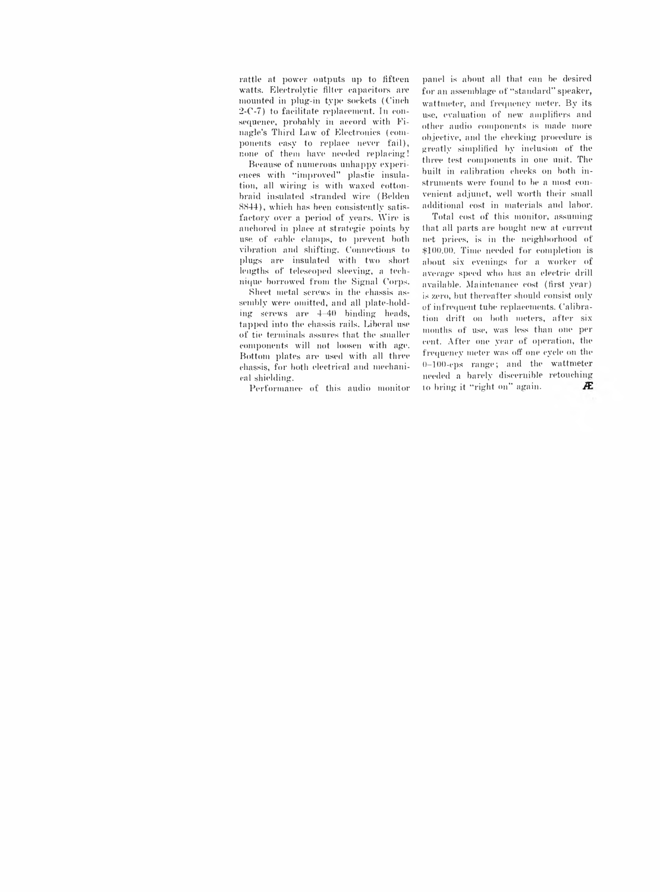rattle at power outputs up to fifteen watts. Electrolytic filter capacitors are mounted in plug-in type sockets (Cinch 2-C-7) to facilitate replacement. In consequence, probably in accord with Finagle's Third Law of Electronics (components easy to replace never fail), none of them have needed replacing!

Because of numerous unhappy experiences with "improved" plastic insulation, all wiring is with waxed cotton-braid insulated stranded wire (Belden 8844), which has been consistently satisfactory over a period of years. Wire is anchored in place at strategic points by use of cable clamps, to prevent both vibration and shifting. Connections to plugs are insulated with two short lengths of telescoped sleeving, a technique borrowed from the Signal Corps.

Sheet metal screws in the chassis assembly were omitted, and all plate-holding screws are 4-40 binding heads, tapped into the chassis rails. Liberal use of tie terminals assures that the smaller components will not loosen with age. Bottom plates are used with all three chassis, for both electrical and mechanical shielding.

Performance of this audio monitor panel is about all that can be desired for an assemblage of "standard" speaker, wattmeter, and frequency meter. By its use, evaluation of new amplifiers and other audio components is made more objective, and the checking procedure is greatly simplified by inclusion of the three test components in one unit. The built in calibration checks on both instruments were found to be a most convenient adjunct, well worth their small additional cost in materials and labor.

Total cost of this monitor, assuming that all parts are bought new at current net prices, is in the neighborhood of $100.00. Time needed for completion is about six evenings for a worker of average speed who has an electric drill available. Maintenance cost (first year) is zero, but thereafter should consist only of infrequent tube replacements. Calibration drift on both meters, after six months of use, was less than one per cent. After one year of operation, the frequency meter was off one cycle on the 0–100-cps range; and the wattmeter needed a barely discernible retouching to bring it "right on" again. Æ